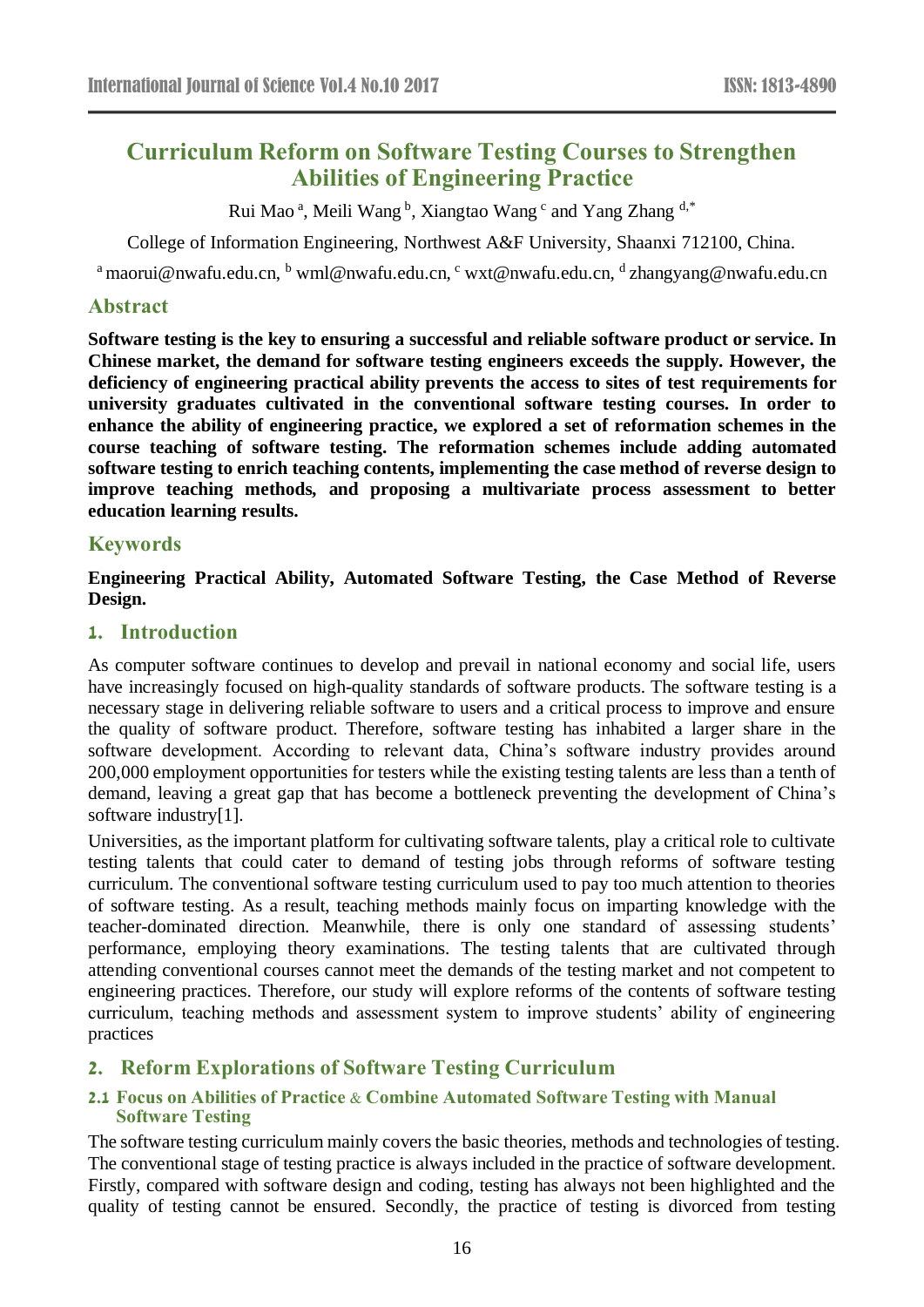# Curriculum Reform on Software Testing Courses to Strengthen Abilities of Engineering Practice

Rui Mao [a], Meili Wang [b], Xiangtao Wang [c] and Yang Zhang [d,*]

College of Information Engineering, Northwest A&F University, Shaanxi 712100, China.

[a] maorui@nwafu.edu.cn, [b] wml@nwafu.edu.cn, [c] wxt@nwafu.edu.cn, [d] zhangyang@nwafu.edu.cn

## Abstract

**Software testing is the key to ensuring a successful and reliable software product or service. In Chinese market, the demand for software testing engineers exceeds the supply. However, the deficiency of engineering practical ability prevents the access to sites of test requirements for university graduates cultivated in the conventional software testing courses. In order to enhance the ability of engineering practice, we explored a set of reformation schemes in the course teaching of software testing. The reformation schemes include adding automated software testing to enrich teaching contents, implementing the case method of reverse design to improve teaching methods, and proposing a multivariate process assessment to better education learning results.**

## Keywords

**Engineering Practical Ability, Automated Software Testing, the Case Method of Reverse Design.**

## 1. Introduction

As computer software continues to develop and prevail in national economy and social life, users have increasingly focused on high-quality standards of software products. The software testing is a necessary stage in delivering reliable software to users and a critical process to improve and ensure the quality of software product. Therefore, software testing has inhabited a larger share in the software development. According to relevant data, China's software industry provides around 200,000 employment opportunities for testers while the existing testing talents are less than a tenth of demand, leaving a great gap that has become a bottleneck preventing the development of China's software industry[1].

Universities, as the important platform for cultivating software talents, play a critical role to cultivate testing talents that could cater to demand of testing jobs through reforms of software testing curriculum. The conventional software testing curriculum used to pay too much attention to theories of software testing. As a result, teaching methods mainly focus on imparting knowledge with the teacher-dominated direction. Meanwhile, there is only one standard of assessing students' performance, employing theory examinations. The testing talents that are cultivated through attending conventional courses cannot meet the demands of the testing market and not competent to engineering practices. Therefore, our study will explore reforms of the contents of software testing curriculum, teaching methods and assessment system to improve students' ability of engineering practices

## 2. Reform Explorations of Software Testing Curriculum

### 2.1 Focus on Abilities of Practice & Combine Automated Software Testing with Manual Software Testing

The software testing curriculum mainly covers the basic theories, methods and technologies of testing. The conventional stage of testing practice is always included in the practice of software development. Firstly, compared with software design and coding, testing has always not been highlighted and the quality of testing cannot be ensured. Secondly, the practice of testing is divorced from testing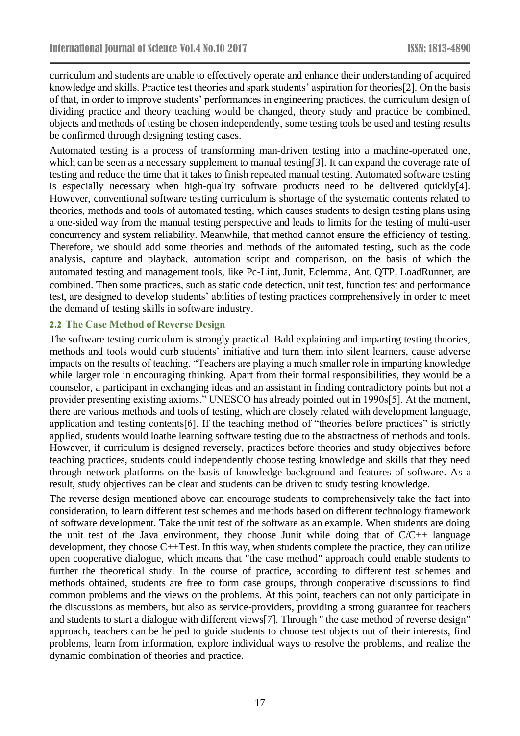curriculum and students are unable to effectively operate and enhance their understanding of acquired knowledge and skills. Practice test theories and spark students' aspiration for theories[2]. On the basis of that, in order to improve students' performances in engineering practices, the curriculum design of dividing practice and theory teaching would be changed, theory study and practice be combined, objects and methods of testing be chosen independently, some testing tools be used and testing results be confirmed through designing testing cases.

Automated testing is a process of transforming man-driven testing into a machine-operated one, which can be seen as a necessary supplement to manual testing[3]. It can expand the coverage rate of testing and reduce the time that it takes to finish repeated manual testing. Automated software testing is especially necessary when high-quality software products need to be delivered quickly[4]. However, conventional software testing curriculum is shortage of the systematic contents related to theories, methods and tools of automated testing, which causes students to design testing plans using a one-sided way from the manual testing perspective and leads to limits for the testing of multi-user concurrency and system reliability. Meanwhile, that method cannot ensure the efficiency of testing. Therefore, we should add some theories and methods of the automated testing, such as the code analysis, capture and playback, automation script and comparison, on the basis of which the automated testing and management tools, like Pc-Lint, Junit, Eclemma, Ant, QTP, LoadRunner, are combined. Then some practices, such as static code detection, unit test, function test and performance test, are designed to develop students' abilities of testing practices comprehensively in order to meet the demand of testing skills in software industry.

### 2.2 The Case Method of Reverse Design

The software testing curriculum is strongly practical. Bald explaining and imparting testing theories, methods and tools would curb students' initiative and turn them into silent learners, cause adverse impacts on the results of teaching. "Teachers are playing a much smaller role in imparting knowledge while larger role in encouraging thinking. Apart from their formal responsibilities, they would be a counselor, a participant in exchanging ideas and an assistant in finding contradictory points but not a provider presenting existing axioms." UNESCO has already pointed out in 1990s[5]. At the moment, there are various methods and tools of testing, which are closely related with development language, application and testing contents[6]. If the teaching method of "theories before practices" is strictly applied, students would loathe learning software testing due to the abstractness of methods and tools. However, if curriculum is designed reversely, practices before theories and study objectives before teaching practices, students could independently choose testing knowledge and skills that they need through network platforms on the basis of knowledge background and features of software. As a result, study objectives can be clear and students can be driven to study testing knowledge.

The reverse design mentioned above can encourage students to comprehensively take the fact into consideration, to learn different test schemes and methods based on different technology framework of software development. Take the unit test of the software as an example. When students are doing the unit test of the Java environment, they choose Junit while doing that of C/C++ language development, they choose C++Test. In this way, when students complete the practice, they can utilize open cooperative dialogue, which means that "the case method" approach could enable students to further the theoretical study. In the course of practice, according to different test schemes and methods obtained, students are free to form case groups, through cooperative discussions to find common problems and the views on the problems. At this point, teachers can not only participate in the discussions as members, but also as service-providers, providing a strong guarantee for teachers and students to start a dialogue with different views[7]. Through " the case method of reverse design" approach, teachers can be helped to guide students to choose test objects out of their interests, find problems, learn from information, explore individual ways to resolve the problems, and realize the dynamic combination of theories and practice.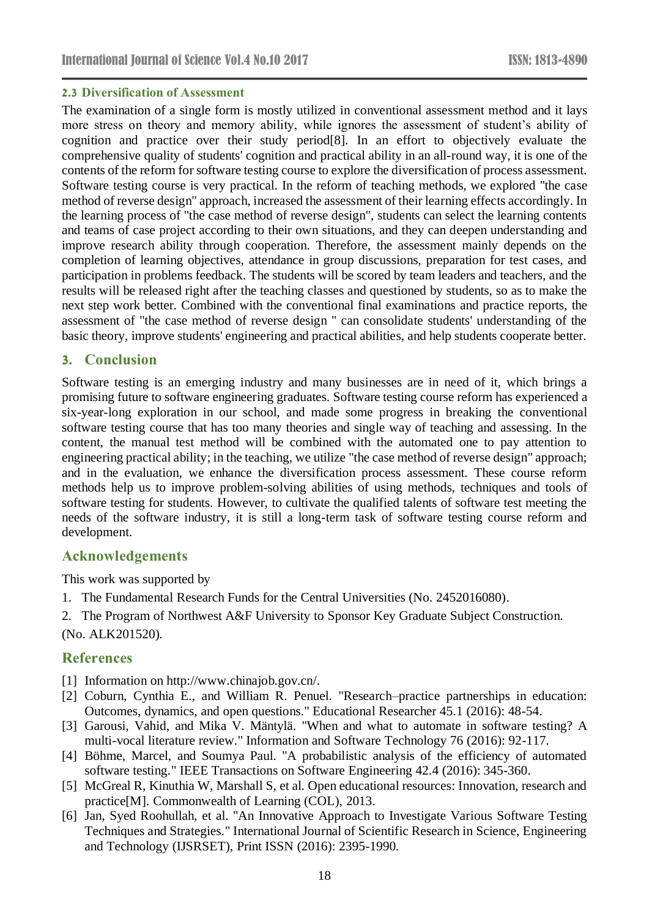### 2.3 Diversification of Assessment

The examination of a single form is mostly utilized in conventional assessment method and it lays more stress on theory and memory ability, while ignores the assessment of student's ability of cognition and practice over their study period[8]. In an effort to objectively evaluate the comprehensive quality of students' cognition and practical ability in an all-round way, it is one of the contents of the reform for software testing course to explore the diversification of process assessment. Software testing course is very practical. In the reform of teaching methods, we explored "the case method of reverse design" approach, increased the assessment of their learning effects accordingly. In the learning process of "the case method of reverse design", students can select the learning contents and teams of case project according to their own situations, and they can deepen understanding and improve research ability through cooperation. Therefore, the assessment mainly depends on the completion of learning objectives, attendance in group discussions, preparation for test cases, and participation in problems feedback. The students will be scored by team leaders and teachers, and the results will be released right after the teaching classes and questioned by students, so as to make the next step work better. Combined with the conventional final examinations and practice reports, the assessment of "the case method of reverse design " can consolidate students' understanding of the basic theory, improve students' engineering and practical abilities, and help students cooperate better.

## 3. Conclusion

Software testing is an emerging industry and many businesses are in need of it, which brings a promising future to software engineering graduates. Software testing course reform has experienced a six-year-long exploration in our school, and made some progress in breaking the conventional software testing course that has too many theories and single way of teaching and assessing. In the content, the manual test method will be combined with the automated one to pay attention to engineering practical ability; in the teaching, we utilize "the case method of reverse design" approach; and in the evaluation, we enhance the diversification process assessment. These course reform methods help us to improve problem-solving abilities of using methods, techniques and tools of software testing for students. However, to cultivate the qualified talents of software test meeting the needs of the software industry, it is still a long-term task of software testing course reform and development.

## Acknowledgements

This work was supported by

1. The Fundamental Research Funds for the Central Universities (No. 2452016080).
2. The Program of Northwest A&F University to Sponsor Key Graduate Subject Construction.

(No. ALK201520).

## References

[1] Information on http://www.chinajob.gov.cn/.

[2] Coburn, Cynthia E., and William R. Penuel. "Research–practice partnerships in education: Outcomes, dynamics, and open questions." Educational Researcher 45.1 (2016): 48-54.

[3] Garousi, Vahid, and Mika V. Mäntylä. "When and what to automate in software testing? A multi-vocal literature review." Information and Software Technology 76 (2016): 92-117.

[4] Böhme, Marcel, and Soumya Paul. "A probabilistic analysis of the efficiency of automated software testing." IEEE Transactions on Software Engineering 42.4 (2016): 345-360.

[5] McGreal R, Kinuthia W, Marshall S, et al. Open educational resources: Innovation, research and practice[M]. Commonwealth of Learning (COL), 2013.

[6] Jan, Syed Roohullah, et al. "An Innovative Approach to Investigate Various Software Testing Techniques and Strategies." International Journal of Scientific Research in Science, Engineering and Technology (IJSRSET), Print ISSN (2016): 2395-1990.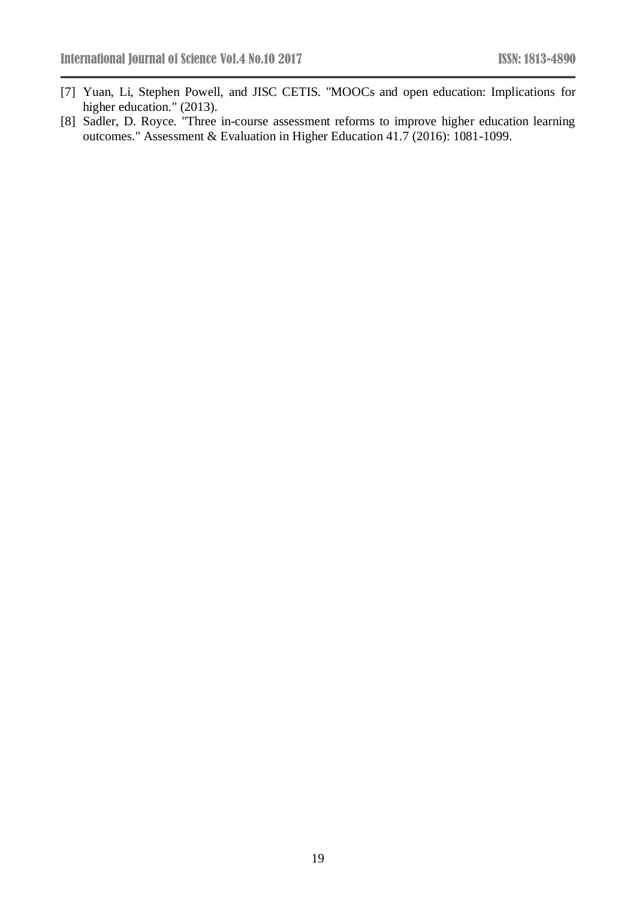[7] Yuan, Li, Stephen Powell, and JISC CETIS. "MOOCs and open education: Implications for higher education." (2013).

[8] Sadler, D. Royce. "Three in-course assessment reforms to improve higher education learning outcomes." Assessment & Evaluation in Higher Education 41.7 (2016): 1081-1099.